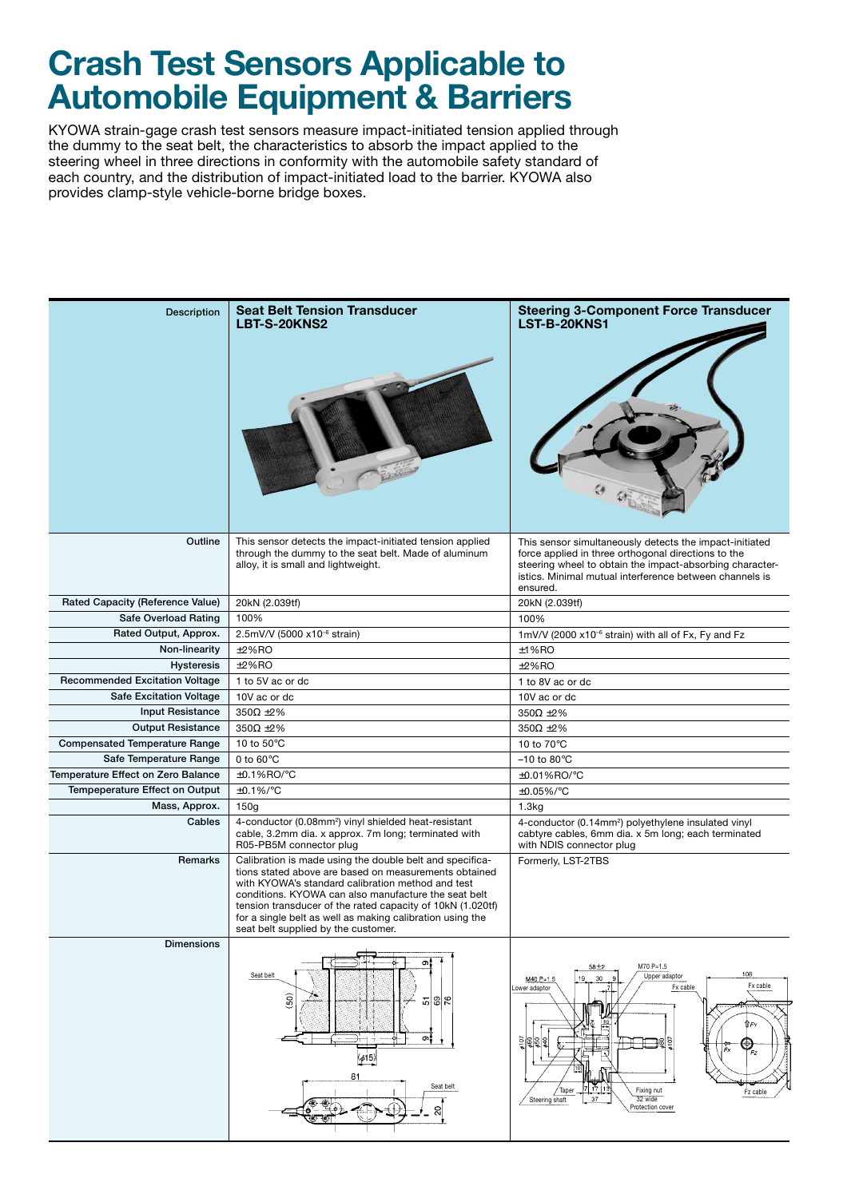# Crash Test Sensors Applicable to Automobile Equipment & Barriers

KYOWA strain-gage crash test sensors measure impact-initiated tension applied through the dummy to the seat belt, the characteristics to absorb the impact applied to the steering wheel in three directions in conformity with the automobile safety standard of each country, and the distribution of impact-initiated load to the barrier. KYOWA also provides clamp-style vehicle-borne bridge boxes.

| Description | Seat Belt Tension Transducer LBT-S-20KNS2 | Steering 3-Component Force Transducer LST-B-20KNS1 |
|---|---|---|
| Outline | This sensor detects the impact-initiated tension applied through the dummy to the seat belt. Made of aluminum alloy, it is small and lightweight. | This sensor simultaneously detects the impact-initiated force applied in three orthogonal directions to the steering wheel to obtain the impact-absorbing characteristics. Minimal mutual interference between channels is ensured. |
| Rated Capacity (Reference Value) | 20kN (2.039tf) | 20kN (2.039tf) |
| Safe Overload Rating | 100% | 100% |
| Rated Output, Approx. | 2.5mV/V (5000 x$10^{-6}$ strain) | 1mV/V (2000 x$10^{-6}$ strain) with all of Fx, Fy and Fz |
| Non-linearity | ±2%RO | ±1%RO |
| Hysteresis | ±2%RO | ±2%RO |
| Recommended Excitation Voltage | 1 to 5V ac or dc | 1 to 8V ac or dc |
| Safe Excitation Voltage | 10V ac or dc | 10V ac or dc |
| Input Resistance | 350Ω ±2% | 350Ω ±2% |
| Output Resistance | 350Ω ±2% | 350Ω ±2% |
| Compensated Temperature Range | 10 to 50°C | 10 to 70°C |
| Safe Temperature Range | 0 to 60°C | –10 to 80°C |
| Temperature Effect on Zero Balance | ±0.1%RO/°C | ±0.01%RO/°C |
| Tempeperature Effect on Output | ±0.1%/°C | ±0.05%/°C |
| Mass, Approx. | 150g | 1.3kg |
| Cables | 4-conductor (0.08mm²) vinyl shielded heat-resistant cable, 3.2mm dia. x approx. 7m long; terminated with R05-PB5M connector plug | 4-conductor (0.14mm²) polyethylene insulated vinyl cabtyre cables, 6mm dia. x 5m long; each terminated with NDIS connector plug |
| Remarks | Calibration is made using the double belt and specifications stated above are based on measurements obtained with KYOWA's standard calibration method and test conditions. KYOWA can also manufacture the seat belt tension transducer of the rated capacity of 10kN (1.020tf) for a single belt as well as making calibration using the seat belt supplied by the customer. | Formerly, LST-2TBS |
| Dimensions | | |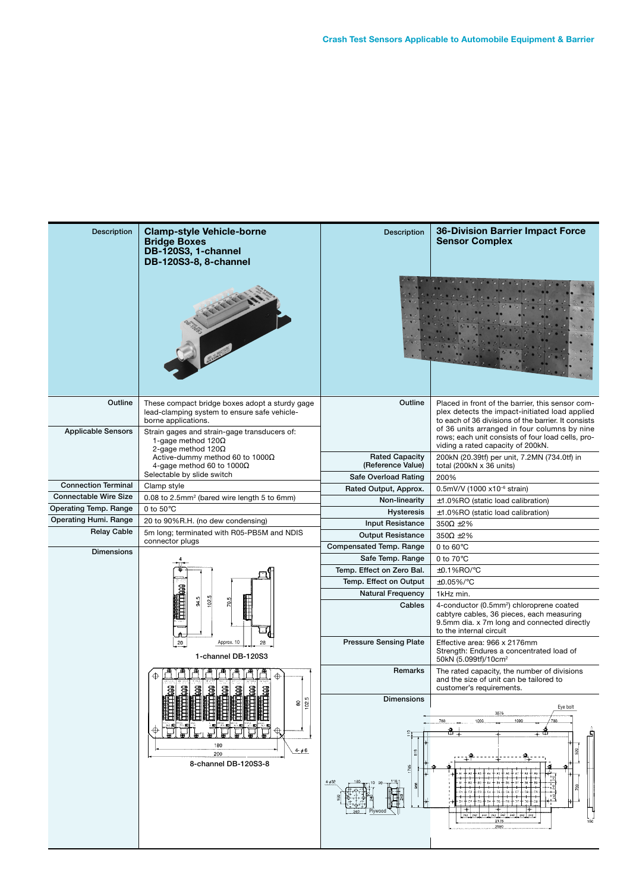## Crash Test Sensors Applicable to Automobile Equipment & Barrier

| Description | Clamp-style Vehicle-borne Bridge Boxes DB-120S3, 1-channel DB-120S3-8, 8-channel |
|---|---|
| Outline | These compact bridge boxes adopt a sturdy gage lead-clamping system to ensure safe vehicle-borne applications. |
| Applicable Sensors | Strain gages and strain-gage transducers of: 1-gage method 120Ω; 2-gage method 120Ω; Active-dummy method 60 to 1000Ω; 4-gage method 60 to 1000Ω. Selectable by slide switch |
| Connection Terminal | Clamp style |
| Connectable Wire Size | 0.08 to 2.5mm² (bared wire length 5 to 6mm) |
| Operating Temp. Range | 0 to 50°C |
| Operating Humi. Range | 20 to 90%R.H. (no dew condensing) |
| Relay Cable | 5m long; terminated with R05-PB5M and NDIS connector plugs |
| Dimensions | 1-channel DB-120S3 / 8-channel DB-120S3-8 |

4
94.5
102.5
70.5
20
Approx. 10
28
1-channel DB-120S3

80
102.5
180
200
4-φ6
8-channel DB-120S3-8

| Description | 36-Division Barrier Impact Force Sensor Complex |
|---|---|
| Outline | Placed in front of the barrier, this sensor complex detects the impact-initiated load applied to each of 36 divisions of the barrier. It consists of 36 units arranged in four columns by nine rows; each unit consists of four load cells, providing a rated capacity of 200kN. |
| Rated Capacity (Reference Value) | 200kN (20.39tf) per unit, 7.2MN (734.0tf) in total (200kN x 36 units) |
| Safe Overload Rating | 200% |
| Rated Output, Approx. | 0.5mV/V (1000 x10⁻⁶ strain) |
| Non-linearity | ±1.0%RO (static load calibration) |
| Hysteresis | ±1.0%RO (static load calibration) |
| Input Resistance | 350Ω ±2% |
| Output Resistance | 350Ω ±2% |
| Compensated Temp. Range | 0 to 60°C |
| Safe Temp. Range | 0 to 70°C |
| Temp. Effect on Zero Bal. | ±0.1%RO/°C |
| Temp. Effect on Output | ±0.05%/°C |
| Natural Frequency | 1kHz min. |
| Cables | 4-conductor (0.5mm²) chloroprene coated cabtyre cables, 36 pieces, each measuring 9.5mm dia. x 7m long and connected directly to the internal circuit |
| Pressure Sensing Plate | Effective area: 966 x 2176mm; Strength: Endures a concentrated load of 50kN (5.099tf)/10cm² |
| Remarks | The rated capacity, the number of divisions and the size of unit can be tailored to customer's requirements. |
| Dimensions | |

Eye bolt
3576
788
1000
1000
788
110
818
1795
966
530
700
150
2176
2580
4-φ32
180
10
20
110
150
240
240
240
Plywood